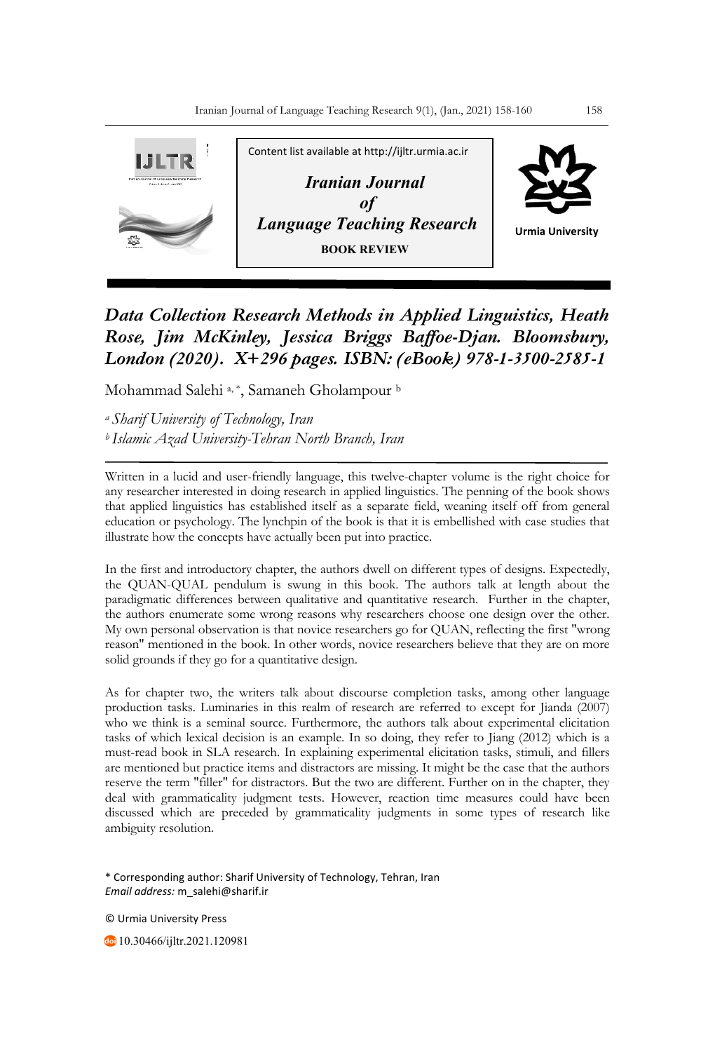Content list available at http://ijltr.urmia.ac.ir

*Iranian Journal of Language Teaching Research*

**BOOK REVIEW**

Urmia University

# *Data Collection Research Methods in Applied Linguistics, Heath Rose, Jim McKinley, Jessica Briggs Baffoe-Djan. Bloomsbury, London (2020). X+296 pages. ISBN: (eBook) 978-1-3500-2585-1*

Mohammad Salehi [a, *], Samaneh Gholampour [b]

[a] *Sharif University of Technology, Iran*
[b] *Islamic Azad University-Tehran North Branch, Iran*

---

Written in a lucid and user-friendly language, this twelve-chapter volume is the right choice for any researcher interested in doing research in applied linguistics. The penning of the book shows that applied linguistics has established itself as a separate field, weaning itself off from general education or psychology. The lynchpin of the book is that it is embellished with case studies that illustrate how the concepts have actually been put into practice.

In the first and introductory chapter, the authors dwell on different types of designs. Expectedly, the QUAN-QUAL pendulum is swung in this book. The authors talk at length about the paradigmatic differences between qualitative and quantitative research. Further in the chapter, the authors enumerate some wrong reasons why researchers choose one design over the other. My own personal observation is that novice researchers go for QUAN, reflecting the first "wrong reason" mentioned in the book. In other words, novice researchers believe that they are on more solid grounds if they go for a quantitative design.

As for chapter two, the writers talk about discourse completion tasks, among other language production tasks. Luminaries in this realm of research are referred to except for Jianda (2007) who we think is a seminal source. Furthermore, the authors talk about experimental elicitation tasks of which lexical decision is an example. In so doing, they refer to Jiang (2012) which is a must-read book in SLA research. In explaining experimental elicitation tasks, stimuli, and fillers are mentioned but practice items and distractors are missing. It might be the case that the authors reserve the term "filler" for distractors. But the two are different. Further on in the chapter, they deal with grammaticality judgment tests. However, reaction time measures could have been discussed which are preceded by grammaticality judgments in some types of research like ambiguity resolution.

\* Corresponding author: Sharif University of Technology, Tehran, Iran
*Email address:* m_salehi@sharif.ir

© Urmia University Press

10.30466/ijltr.2021.120981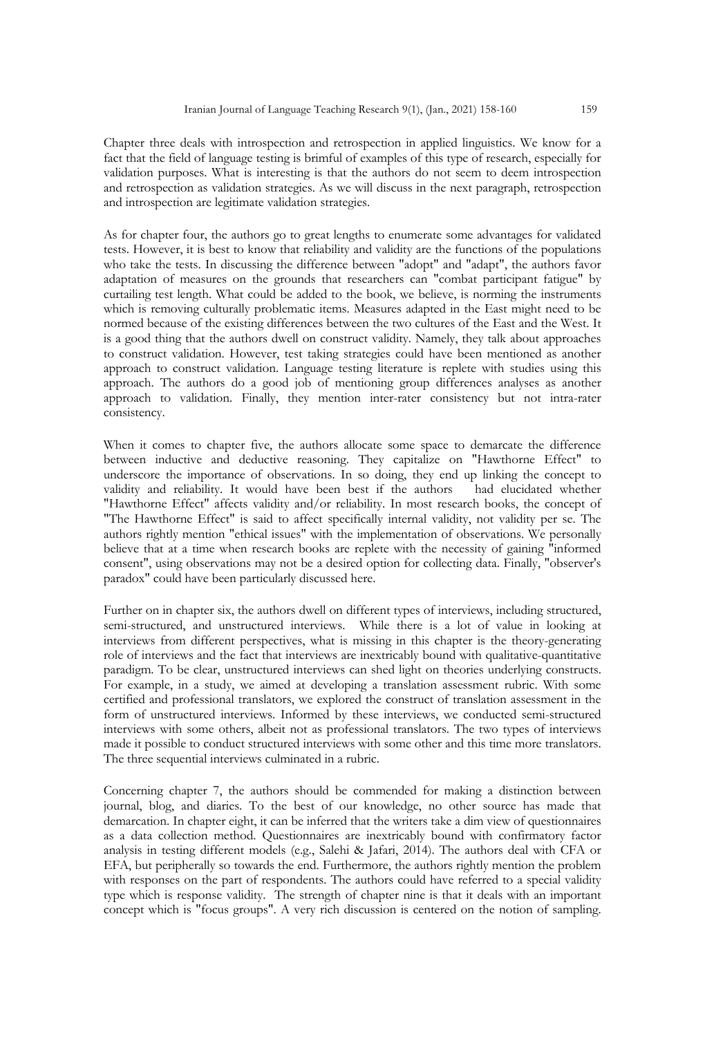Chapter three deals with introspection and retrospection in applied linguistics. We know for a fact that the field of language testing is brimful of examples of this type of research, especially for validation purposes. What is interesting is that the authors do not seem to deem introspection and retrospection as validation strategies. As we will discuss in the next paragraph, retrospection and introspection are legitimate validation strategies.

As for chapter four, the authors go to great lengths to enumerate some advantages for validated tests. However, it is best to know that reliability and validity are the functions of the populations who take the tests. In discussing the difference between "adopt" and "adapt", the authors favor adaptation of measures on the grounds that researchers can "combat participant fatigue" by curtailing test length. What could be added to the book, we believe, is norming the instruments which is removing culturally problematic items. Measures adapted in the East might need to be normed because of the existing differences between the two cultures of the East and the West. It is a good thing that the authors dwell on construct validity. Namely, they talk about approaches to construct validation. However, test taking strategies could have been mentioned as another approach to construct validation. Language testing literature is replete with studies using this approach. The authors do a good job of mentioning group differences analyses as another approach to validation. Finally, they mention inter-rater consistency but not intra-rater consistency.

When it comes to chapter five, the authors allocate some space to demarcate the difference between inductive and deductive reasoning. They capitalize on "Hawthorne Effect" to underscore the importance of observations. In so doing, they end up linking the concept to validity and reliability. It would have been best if the authors had elucidated whether "Hawthorne Effect" affects validity and/or reliability. In most research books, the concept of "The Hawthorne Effect" is said to affect specifically internal validity, not validity per se. The authors rightly mention "ethical issues" with the implementation of observations. We personally believe that at a time when research books are replete with the necessity of gaining "informed consent", using observations may not be a desired option for collecting data. Finally, "observer's paradox" could have been particularly discussed here.

Further on in chapter six, the authors dwell on different types of interviews, including structured, semi-structured, and unstructured interviews. While there is a lot of value in looking at interviews from different perspectives, what is missing in this chapter is the theory-generating role of interviews and the fact that interviews are inextricably bound with qualitative-quantitative paradigm. To be clear, unstructured interviews can shed light on theories underlying constructs. For example, in a study, we aimed at developing a translation assessment rubric. With some certified and professional translators, we explored the construct of translation assessment in the form of unstructured interviews. Informed by these interviews, we conducted semi-structured interviews with some others, albeit not as professional translators. The two types of interviews made it possible to conduct structured interviews with some other and this time more translators. The three sequential interviews culminated in a rubric.

Concerning chapter 7, the authors should be commended for making a distinction between journal, blog, and diaries. To the best of our knowledge, no other source has made that demarcation. In chapter eight, it can be inferred that the writers take a dim view of questionnaires as a data collection method. Questionnaires are inextricably bound with confirmatory factor analysis in testing different models (e.g., Salehi & Jafari, 2014). The authors deal with CFA or EFA, but peripherally so towards the end. Furthermore, the authors rightly mention the problem with responses on the part of respondents. The authors could have referred to a special validity type which is response validity. The strength of chapter nine is that it deals with an important concept which is "focus groups". A very rich discussion is centered on the notion of sampling.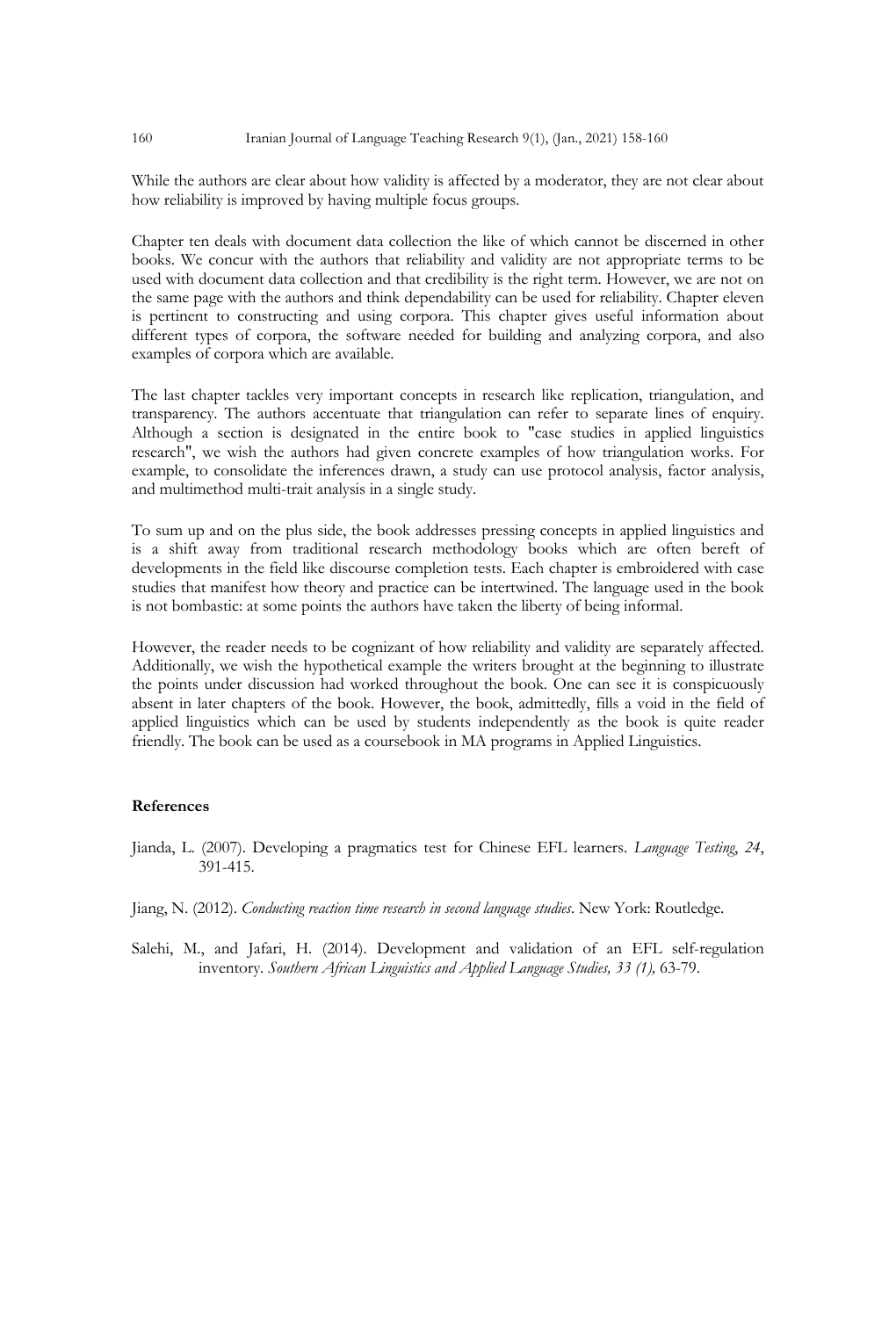While the authors are clear about how validity is affected by a moderator, they are not clear about how reliability is improved by having multiple focus groups.

Chapter ten deals with document data collection the like of which cannot be discerned in other books. We concur with the authors that reliability and validity are not appropriate terms to be used with document data collection and that credibility is the right term. However, we are not on the same page with the authors and think dependability can be used for reliability. Chapter eleven is pertinent to constructing and using corpora. This chapter gives useful information about different types of corpora, the software needed for building and analyzing corpora, and also examples of corpora which are available.

The last chapter tackles very important concepts in research like replication, triangulation, and transparency. The authors accentuate that triangulation can refer to separate lines of enquiry. Although a section is designated in the entire book to "case studies in applied linguistics research", we wish the authors had given concrete examples of how triangulation works. For example, to consolidate the inferences drawn, a study can use protocol analysis, factor analysis, and multimethod multi-trait analysis in a single study.

To sum up and on the plus side, the book addresses pressing concepts in applied linguistics and is a shift away from traditional research methodology books which are often bereft of developments in the field like discourse completion tests. Each chapter is embroidered with case studies that manifest how theory and practice can be intertwined. The language used in the book is not bombastic: at some points the authors have taken the liberty of being informal.

However, the reader needs to be cognizant of how reliability and validity are separately affected. Additionally, we wish the hypothetical example the writers brought at the beginning to illustrate the points under discussion had worked throughout the book. One can see it is conspicuously absent in later chapters of the book. However, the book, admittedly, fills a void in the field of applied linguistics which can be used by students independently as the book is quite reader friendly. The book can be used as a coursebook in MA programs in Applied Linguistics.

## References

Jianda, L. (2007). Developing a pragmatics test for Chinese EFL learners. *Language Testing*, *24*, 391-415.

Jiang, N. (2012). *Conducting reaction time research in second language studies*. New York: Routledge.

Salehi, M., and Jafari, H. (2014). Development and validation of an EFL self-regulation inventory. *Southern African Linguistics and Applied Language Studies, 33 (1),* 63-79.